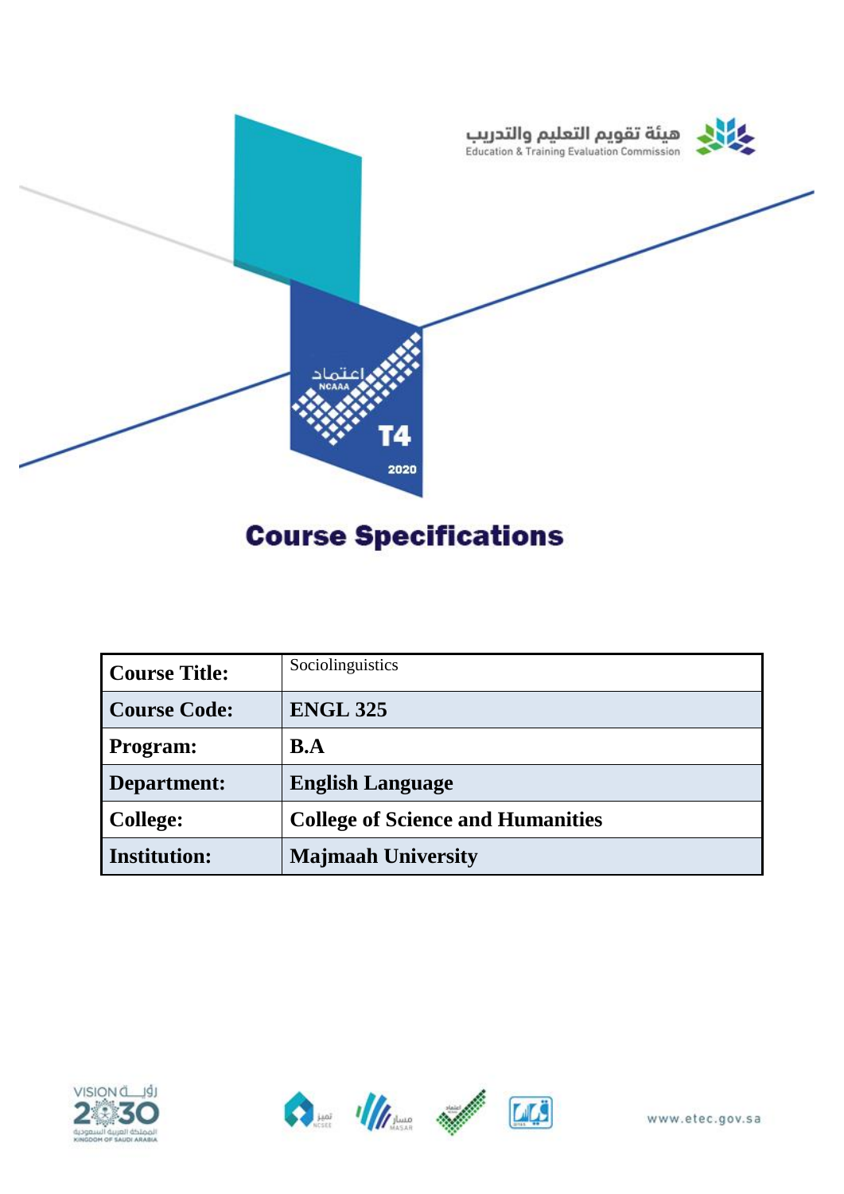هيئة تقويم التعليم والتدريب
Education & Training Evaluation Commission

# Course Specifications

| **Course Title:** | Sociolinguistics |
|---|---|
| **Course Code:** | **ENGL 325** |
| **Program:** | **B.A** |
| **Department:** | **English Language** |
| **College:** | **College of Science and Humanities** |
| **Institution:** | **Majmaah University** |

www.etec.gov.sa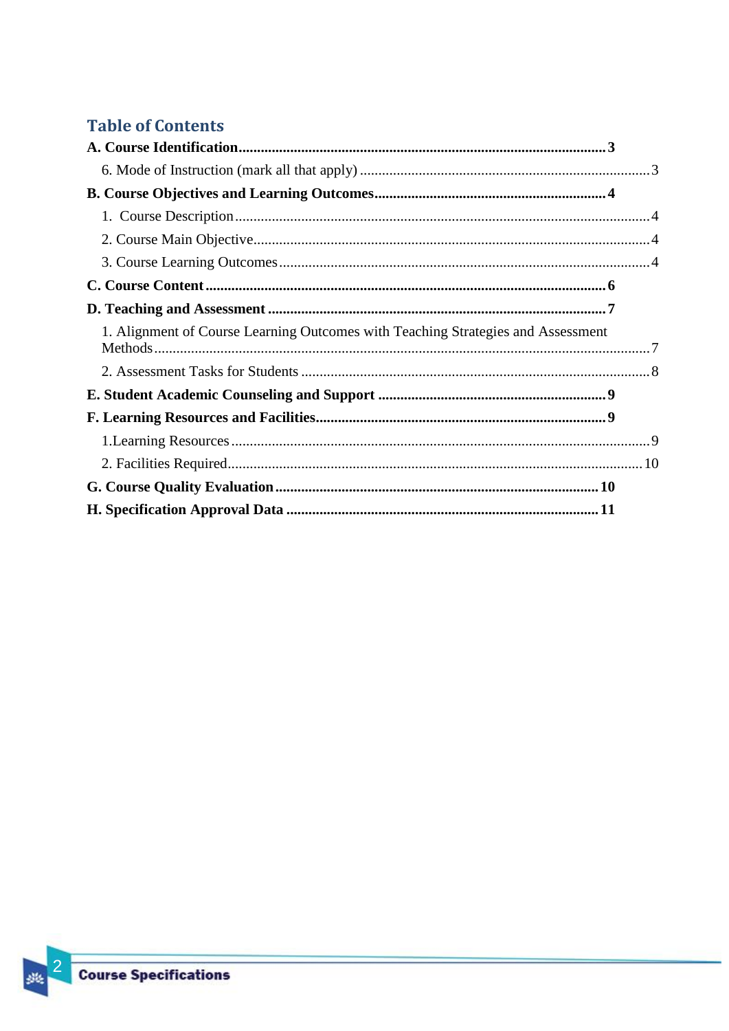## Table of Contents

**A. Course Identification .................................................. 3**

6. Mode of Instruction (mark all that apply) .................................................. 3

**B. Course Objectives and Learning Outcomes .................................................. 4**

1. Course Description .................................................. 4
2. Course Main Objective .................................................. 4
3. Course Learning Outcomes .................................................. 4

**C. Course Content .................................................. 6**

**D. Teaching and Assessment .................................................. 7**

1. Alignment of Course Learning Outcomes with Teaching Strategies and Assessment Methods .................................................. 7
2. Assessment Tasks for Students .................................................. 8

**E. Student Academic Counseling and Support .................................................. 9**

**F. Learning Resources and Facilities .................................................. 9**

1. Learning Resources .................................................. 9
2. Facilities Required .................................................. 10

**G. Course Quality Evaluation .................................................. 10**

**H. Specification Approval Data .................................................. 11**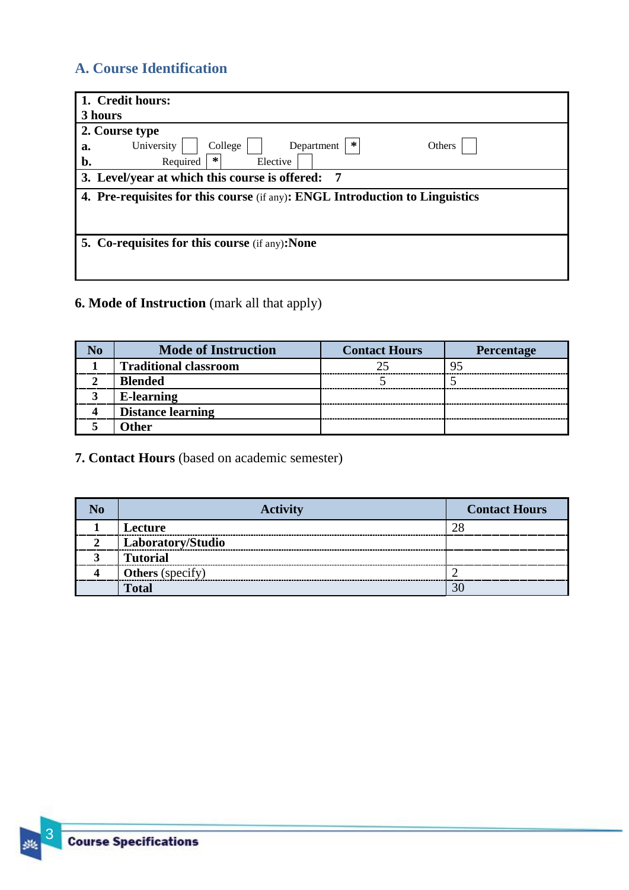## A. Course Identification

| |
|---|
| **1. Credit hours:** **3 hours** |
| **2. Course type** |
| **a.** University [ ] College [ ] Department [*] Others [ ] |
| **b.** Required [*] Elective [ ] |
| **3. Level/year at which this course is offered: 7** |
| **4. Pre-requisites for this course** (if any)**: ENGL Introduction to Linguistics** |
| **5. Co-requisites for this course** (if any)**:None** |

**6. Mode of Instruction** (mark all that apply)

| No | Mode of Instruction | Contact Hours | Percentage |
|---|---|---|---|
| 1 | **Traditional classroom** | 25 | 95 |
| 2 | **Blended** | 5 | 5 |
| 3 | **E-learning** | | |
| 4 | **Distance learning** | | |
| 5 | **Other** | | |

**7. Contact Hours** (based on academic semester)

| No | Activity | Contact Hours |
|---|---|---|
| 1 | **Lecture** | 28 |
| 2 | **Laboratory/Studio** | |
| 3 | **Tutorial** | |
| 4 | **Others** (specify) | 2 |
| | **Total** | 30 |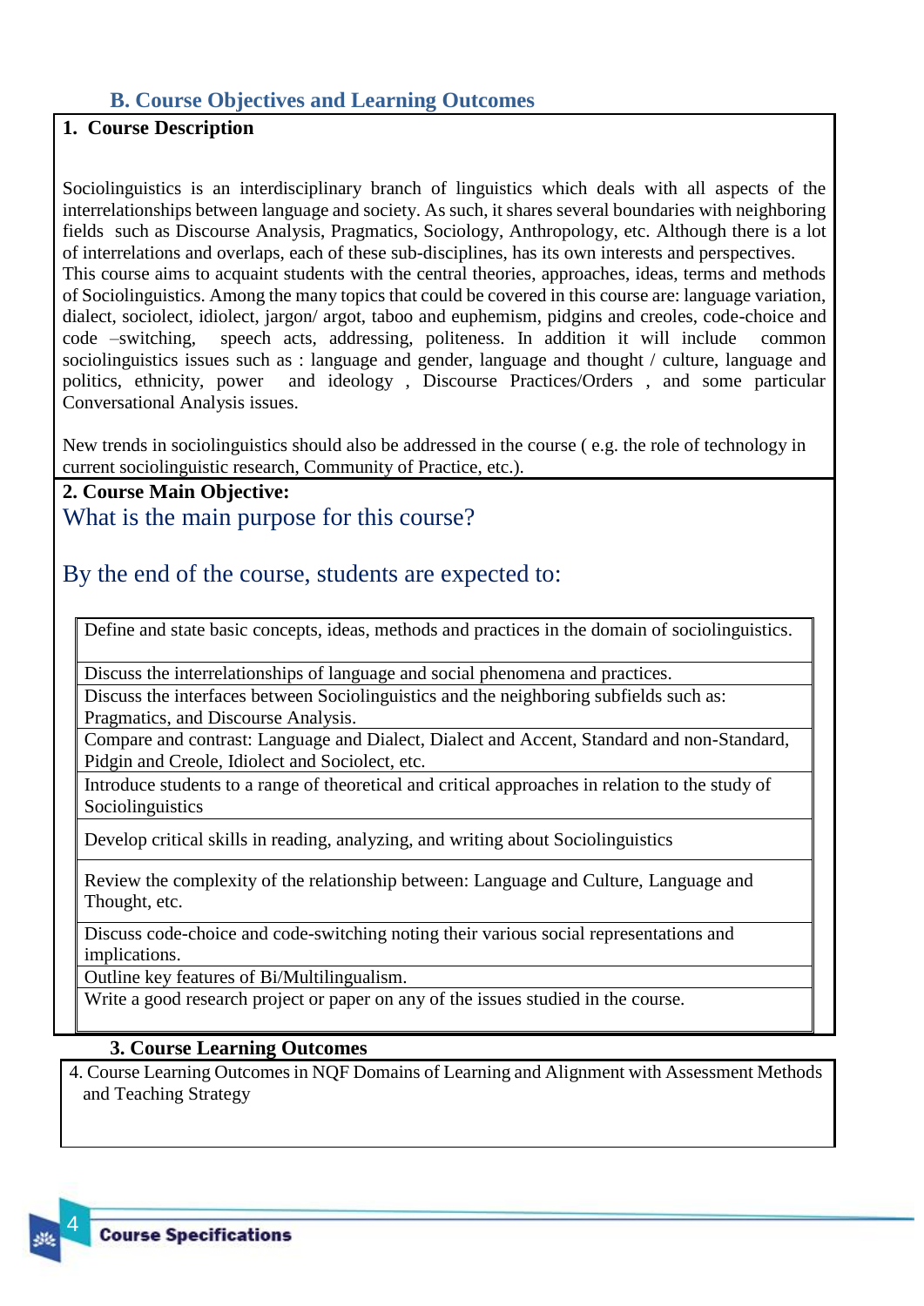## B. Course Objectives and Learning Outcomes

### 1. Course Description

Sociolinguistics is an interdisciplinary branch of linguistics which deals with all aspects of the interrelationships between language and society. As such, it shares several boundaries with neighboring fields such as Discourse Analysis, Pragmatics, Sociology, Anthropology, etc. Although there is a lot of interrelations and overlaps, each of these sub-disciplines, has its own interests and perspectives.
This course aims to acquaint students with the central theories, approaches, ideas, terms and methods of Sociolinguistics. Among the many topics that could be covered in this course are: language variation, dialect, sociolect, idiolect, jargon/ argot, taboo and euphemism, pidgins and creoles, code-choice and code –switching, speech acts, addressing, politeness. In addition it will include common sociolinguistics issues such as : language and gender, language and thought / culture, language and politics, ethnicity, power and ideology , Discourse Practices/Orders , and some particular Conversational Analysis issues.

New trends in sociolinguistics should also be addressed in the course ( e.g. the role of technology in current sociolinguistic research, Community of Practice, etc.).

### 2. Course Main Objective:

What is the main purpose for this course?

By the end of the course, students are expected to:

| |
|---|
| Define and state basic concepts, ideas, methods and practices in the domain of sociolinguistics. |
| Discuss the interrelationships of language and social phenomena and practices. |
| Discuss the interfaces between Sociolinguistics and the neighboring subfields such as: Pragmatics, and Discourse Analysis. |
| Compare and contrast: Language and Dialect, Dialect and Accent, Standard and non-Standard, Pidgin and Creole, Idiolect and Sociolect, etc. |
| Introduce students to a range of theoretical and critical approaches in relation to the study of Sociolinguistics |
| Develop critical skills in reading, analyzing, and writing about Sociolinguistics |
| Review the complexity of the relationship between: Language and Culture, Language and Thought, etc. |
| Discuss code-choice and code-switching noting their various social representations and implications. |
| Outline key features of Bi/Multilingualism. |
| Write a good research project or paper on any of the issues studied in the course. |

### 3. Course Learning Outcomes

4. Course Learning Outcomes in NQF Domains of Learning and Alignment with Assessment Methods and Teaching Strategy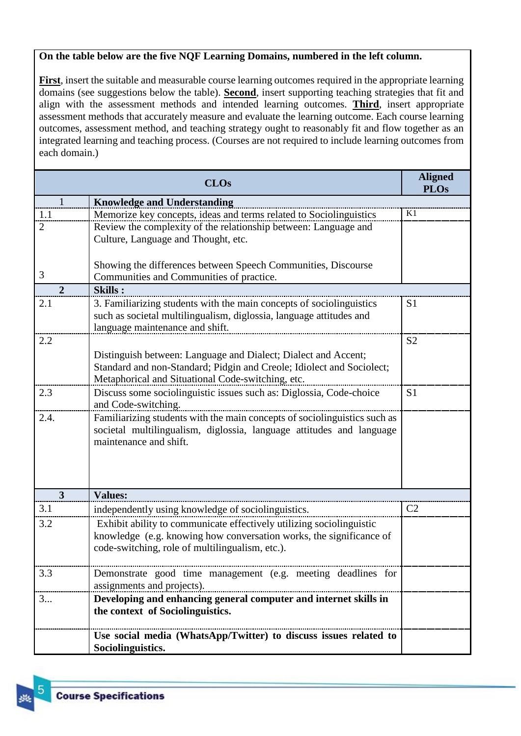**On the table below are the five NQF Learning Domains, numbered in the left column.**

**First**, insert the suitable and measurable course learning outcomes required in the appropriate learning domains (see suggestions below the table). **Second**, insert supporting teaching strategies that fit and align with the assessment methods and intended learning outcomes. **Third**, insert appropriate assessment methods that accurately measure and evaluate the learning outcome. Each course learning outcomes, assessment method, and teaching strategy ought to reasonably fit and flow together as an integrated learning and teaching process. (Courses are not required to include learning outcomes from each domain.)

| | CLOs | Aligned PLOs |
|---|---|---|
| 1 | **Knowledge and Understanding** | |
| 1.1 | Memorize key concepts, ideas and terms related to Sociolinguistics | K1 |
| 2<br><br>3 | Review the complexity of the relationship between: Language and Culture, Language and Thought, etc.<br><br>Showing the differences between Speech Communities, Discourse Communities and Communities of practice. | |
| **2** | **Skills :** | |
| 2.1 | 3. Familiarizing students with the main concepts of sociolinguistics such as societal multilingualism, diglossia, language attitudes and language maintenance and shift. | S1 |
| 2.2 | Distinguish between: Language and Dialect; Dialect and Accent; Standard and non-Standard; Pidgin and Creole; Idiolect and Sociolect; Metaphorical and Situational Code-switching, etc. | S2 |
| 2.3 | Discuss some sociolinguistic issues such as: Diglossia, Code-choice and Code-switching. | S1 |
| 2.4. | Familiarizing students with the main concepts of sociolinguistics such as societal multilingualism, diglossia, language attitudes and language maintenance and shift. | |
| **3** | **Values:** | |
| 3.1 | independently using knowledge of sociolinguistics. | C2 |
| 3.2 | Exhibit ability to communicate effectively utilizing sociolinguistic knowledge (e.g. knowing how conversation works, the significance of code-switching, role of multilingualism, etc.). | |
| 3.3 | Demonstrate good time management (e.g. meeting deadlines for assignments and projects). | |
| 3... | **Developing and enhancing general computer and internet skills in the context of Sociolinguistics.** | |
| | **Use social media (WhatsApp/Twitter) to discuss issues related to Sociolinguistics.** | |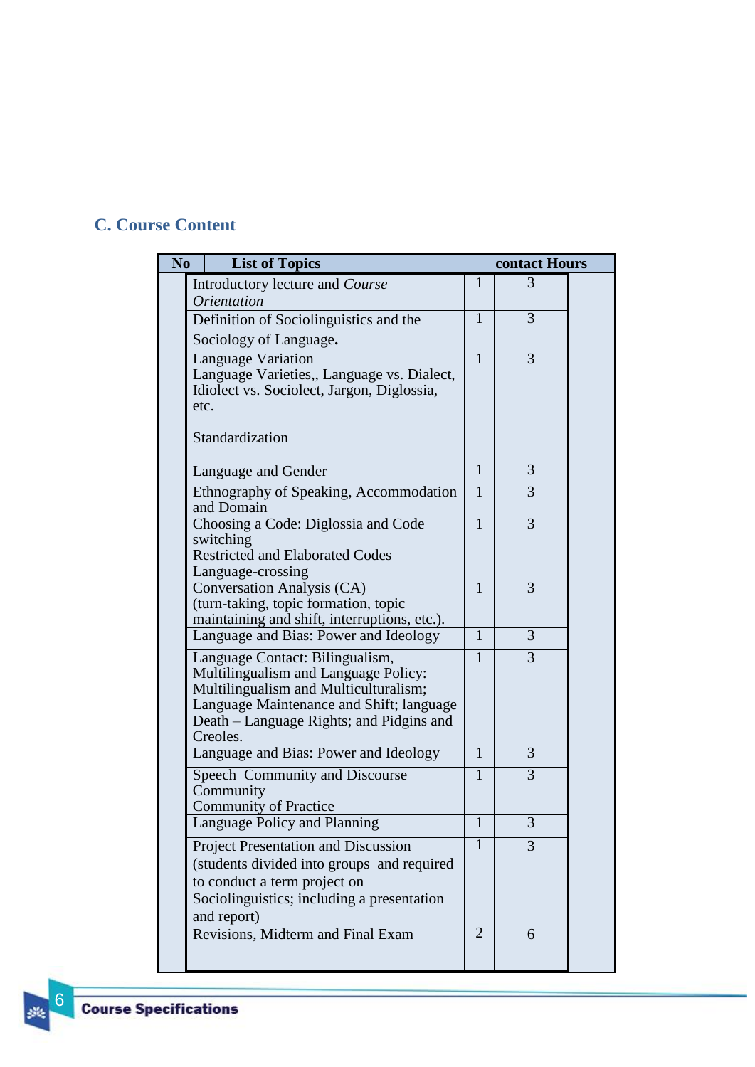## C. Course Content

| No | List of Topics | | contact Hours |
|---|---|---|---|
| | Introductory lecture and *Course Orientation* | 1 | 3 |
| | Definition of Sociolinguistics and the Sociology of Language**.** | 1 | 3 |
| | Language Variation<br>Language Varieties,, Language vs. Dialect, Idiolect vs. Sociolect, Jargon, Diglossia, etc.<br><br>Standardization | 1 | 3 |
| | Language and Gender | 1 | 3 |
| | Ethnography of Speaking, Accommodation and Domain | 1 | 3 |
| | Choosing a Code: Diglossia and Code switching<br>Restricted and Elaborated Codes<br>Language-crossing | 1 | 3 |
| | Conversation Analysis (CA)<br>(turn-taking, topic formation, topic maintaining and shift, interruptions, etc.). | 1 | 3 |
| | Language and Bias: Power and Ideology | 1 | 3 |
| | Language Contact: Bilingualism, Multilingualism and Language Policy: Multilingualism and Multiculturalism; Language Maintenance and Shift; language Death – Language Rights; and Pidgins and Creoles. | 1 | 3 |
| | Language and Bias: Power and Ideology | 1 | 3 |
| | Speech Community and Discourse Community<br>Community of Practice | 1 | 3 |
| | Language Policy and Planning | 1 | 3 |
| | Project Presentation and Discussion<br>(students divided into groups and required to conduct a term project on Sociolinguistics; including a presentation and report) | 1 | 3 |
| | Revisions, Midterm and Final Exam | 2 | 6 |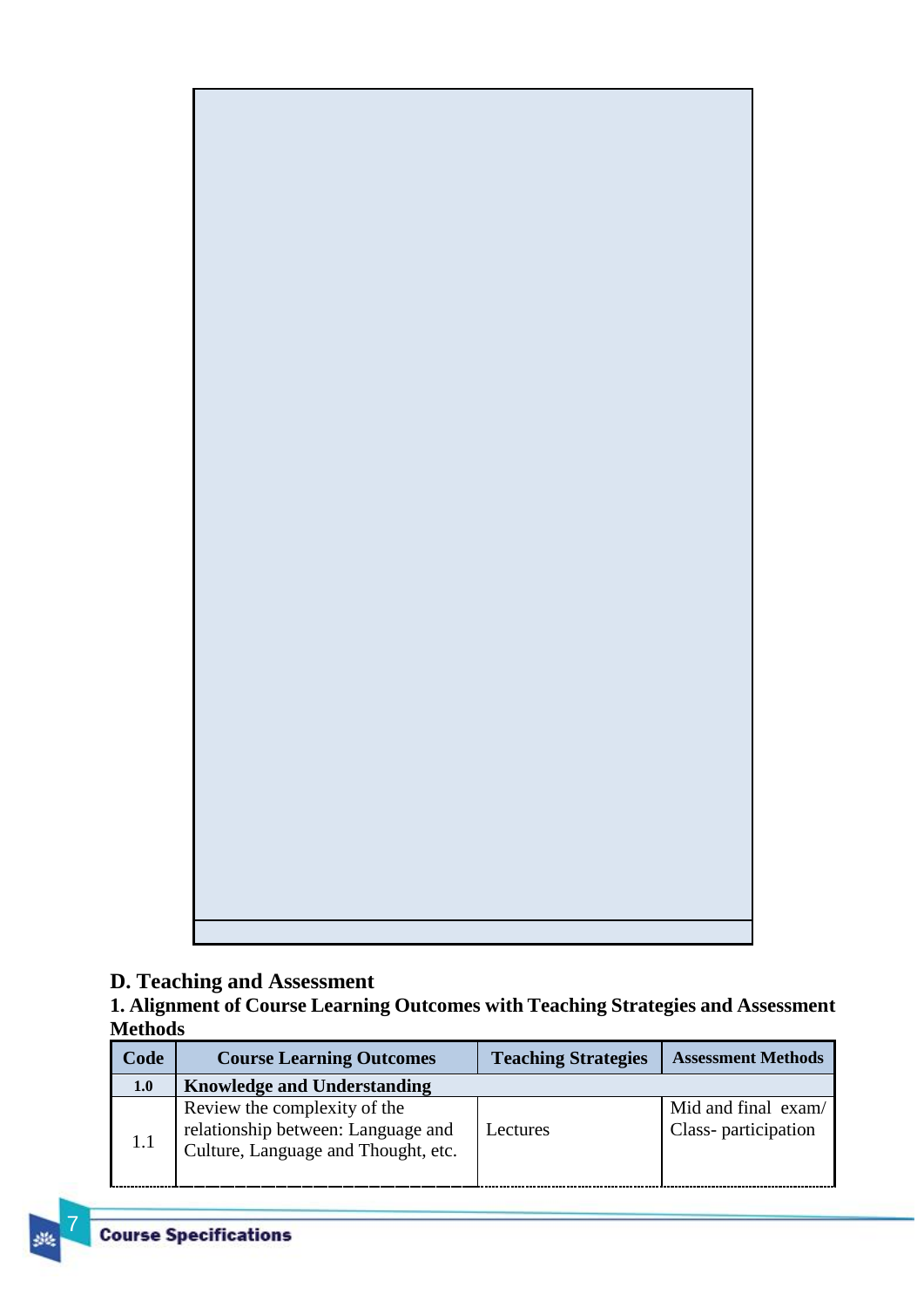## D. Teaching and Assessment

### 1. Alignment of Course Learning Outcomes with Teaching Strategies and Assessment Methods

| Code | Course Learning Outcomes | Teaching Strategies | Assessment Methods |
|---|---|---|---|
| **1.0** | **Knowledge and Understanding** | | |
| 1.1 | Review the complexity of the relationship between: Language and Culture, Language and Thought, etc. | Lectures | Mid and final exam/ Class- participation |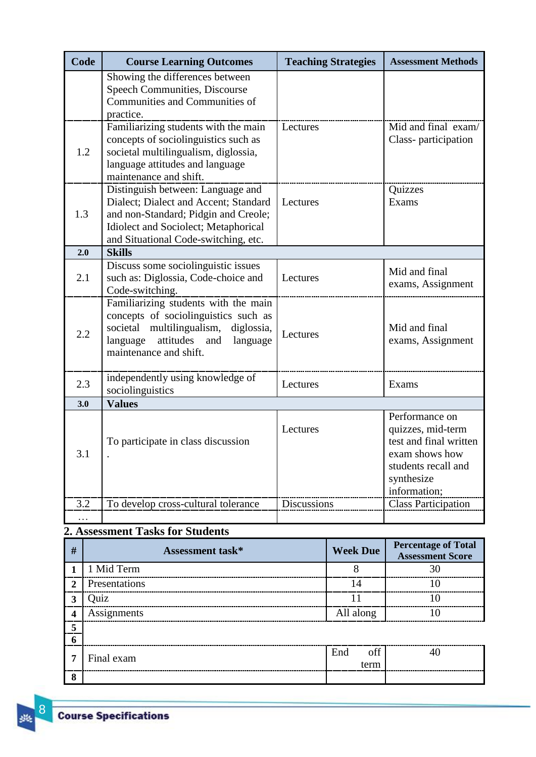| Code | Course Learning Outcomes | Teaching Strategies | Assessment Methods |
|---|---|---|---|
| | Showing the differences between Speech Communities, Discourse Communities and Communities of practice. | | |
| 1.2 | Familiarizing students with the main concepts of sociolinguistics such as societal multilingualism, diglossia, language attitudes and language maintenance and shift. | Lectures | Mid and final exam/ Class- participation |
| 1.3 | Distinguish between: Language and Dialect; Dialect and Accent; Standard and non-Standard; Pidgin and Creole; Idiolect and Sociolect; Metaphorical and Situational Code-switching, etc. | Lectures | Quizzes Exams |
| **2.0** | **Skills** | | |
| 2.1 | Discuss some sociolinguistic issues such as: Diglossia, Code-choice and Code-switching. | Lectures | Mid and final exams, Assignment |
| 2.2 | Familiarizing students with the main concepts of sociolinguistics such as societal multilingualism, diglossia, language attitudes and language maintenance and shift. | Lectures | Mid and final exams, Assignment |
| 2.3 | independently using knowledge of sociolinguistics | Lectures | Exams |
| **3.0** | **Values** | | |
| 3.1 | To participate in class discussion . | Lectures | Performance on quizzes, mid-term test and final written exam shows how students recall and synthesize information; |
| 3.2 | To develop cross-cultural tolerance | Discussions | Class Participation |
| … | | | |

## 2. Assessment Tasks for Students

| # | Assessment task* | Week Due | Percentage of Total Assessment Score |
|---|---|---|---|
| 1 | 1 Mid Term | 8 | 30 |
| 2 | Presentations | 14 | 10 |
| 3 | Quiz | 11 | 10 |
| 4 | Assignments | All along | 10 |
| 5 | | | |
| 6 | | | |
| 7 | Final exam | End off term | 40 |
| 8 | | | |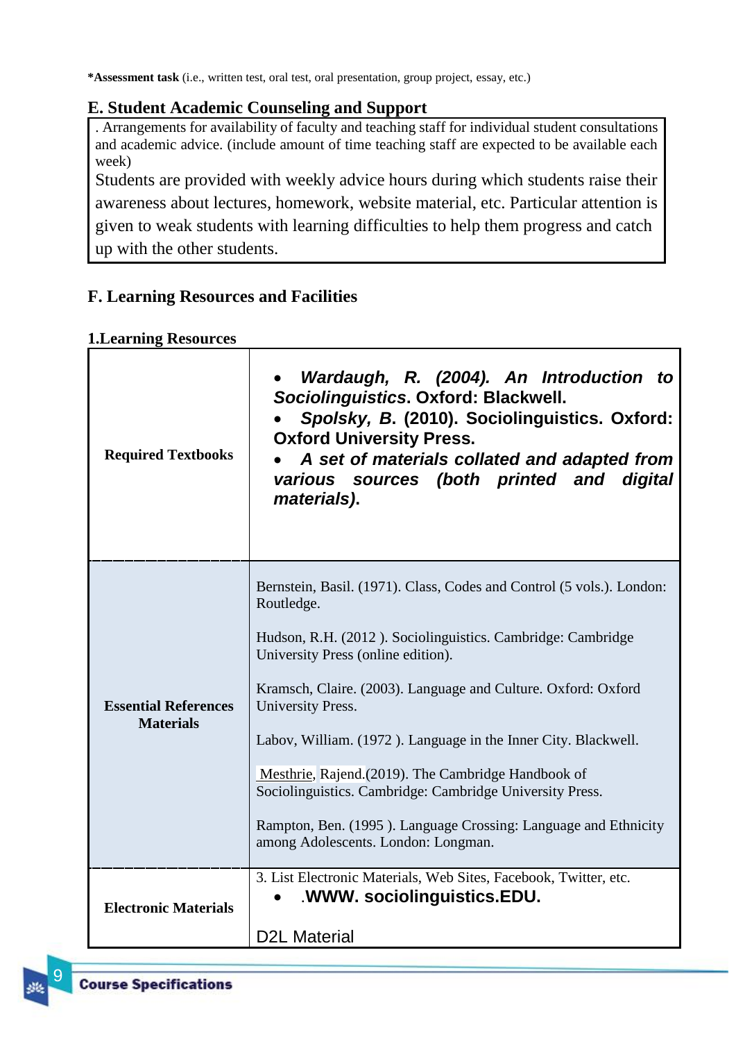***Assessment task** (i.e., written test, oral test, oral presentation, group project, essay, etc.)

## E. Student Academic Counseling and Support

| . Arrangements for availability of faculty and teaching staff for individual student consultations and academic advice. (include amount of time teaching staff are expected to be available each week)<br>Students are provided with weekly advice hours during which students raise their awareness about lectures, homework, website material, etc. Particular attention is given to weak students with learning difficulties to help them progress and catch up with the other students. |
|---|

## F. Learning Resources and Facilities

### 1.Learning Resources

| | |
|---|---|
| **Required Textbooks** | • ***Wardaugh, R. (2004). An Introduction to Sociolinguistics*. Oxford: Blackwell.**<br>• ***Spolsky, B*. (2010). Sociolinguistics. Oxford: Oxford University Press.**<br>• ***A set of materials collated and adapted from various sources (both printed and digital materials).*** |
| **Essential References Materials** | Bernstein, Basil. (1971). Class, Codes and Control (5 vols.). London: Routledge.<br><br>Hudson, R.H. (2012 ). Sociolinguistics. Cambridge: Cambridge University Press (online edition).<br><br>Kramsch, Claire. (2003). Language and Culture. Oxford: Oxford University Press.<br><br>Labov, William. (1972 ). Language in the Inner City. Blackwell.<br><br>Mesthrie, Rajend.(2019). The Cambridge Handbook of Sociolinguistics. Cambridge: Cambridge University Press.<br><br>Rampton, Ben. (1995 ). Language Crossing: Language and Ethnicity among Adolescents. London: Longman. |
| **Electronic Materials** | 3. List Electronic Materials, Web Sites, Facebook, Twitter, etc.<br>• **.WWW. sociolinguistics.EDU.**<br><br>D2L Material |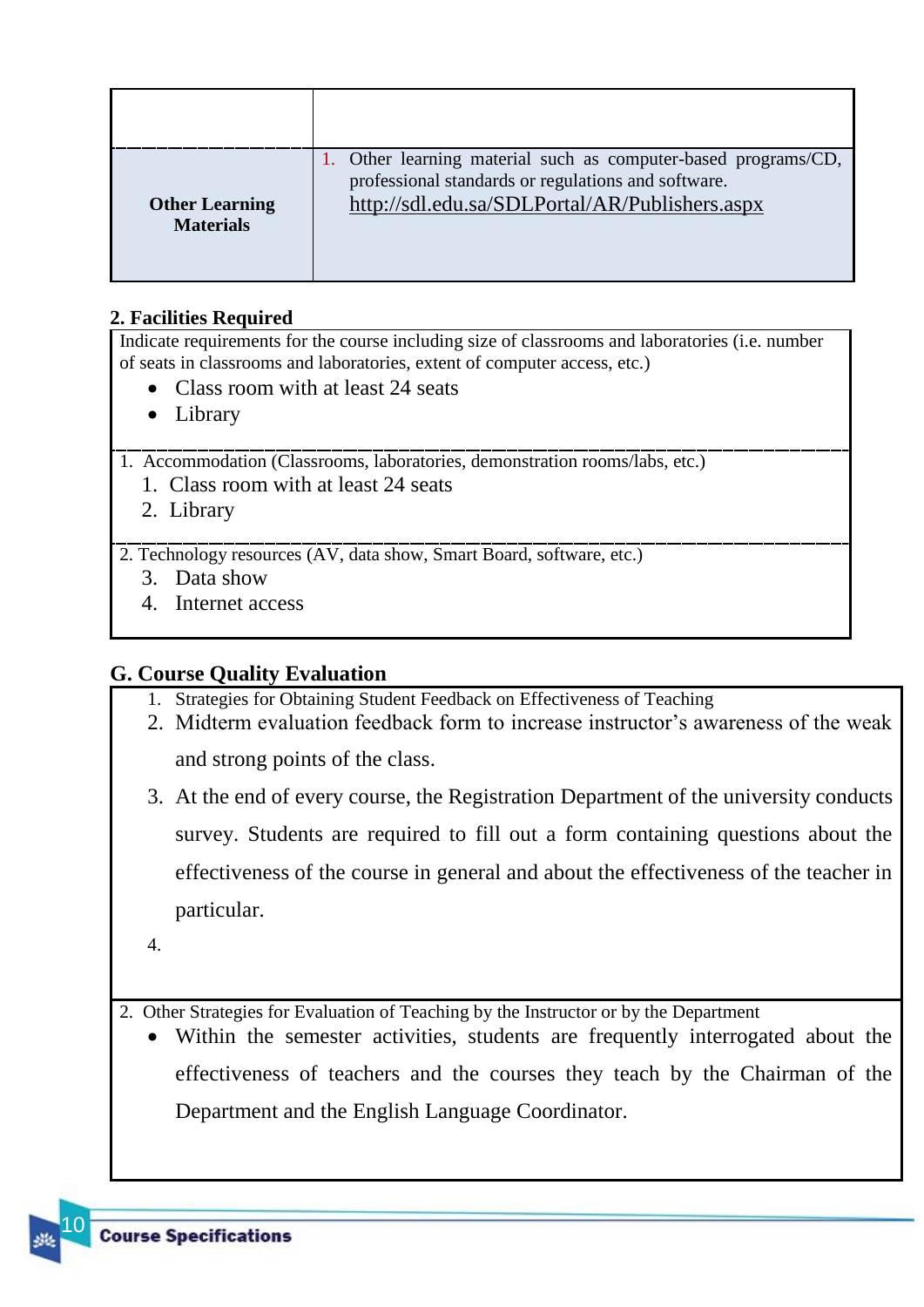| | |
|---|---|
| | |
| **Other Learning Materials** | 1. Other learning material such as computer-based programs/CD, professional standards or regulations and software. http://sdl.edu.sa/SDLPortal/AR/Publishers.aspx |

**2. Facilities Required**

Indicate requirements for the course including size of classrooms and laboratories (i.e. number of seats in classrooms and laboratories, extent of computer access, etc.)

- Class room with at least 24 seats
- Library

1. Accommodation (Classrooms, laboratories, demonstration rooms/labs, etc.)
   1. Class room with at least 24 seats
   2. Library

2. Technology resources (AV, data show, Smart Board, software, etc.)
   3. Data show
   4. Internet access

## G. Course Quality Evaluation

1. Strategies for Obtaining Student Feedback on Effectiveness of Teaching
2. Midterm evaluation feedback form to increase instructor's awareness of the weak and strong points of the class.
3. At the end of every course, the Registration Department of the university conducts survey. Students are required to fill out a form containing questions about the effectiveness of the course in general and about the effectiveness of the teacher in particular.
4. 

2. Other Strategies for Evaluation of Teaching by the Instructor or by the Department

- Within the semester activities, students are frequently interrogated about the effectiveness of teachers and the courses they teach by the Chairman of the Department and the English Language Coordinator.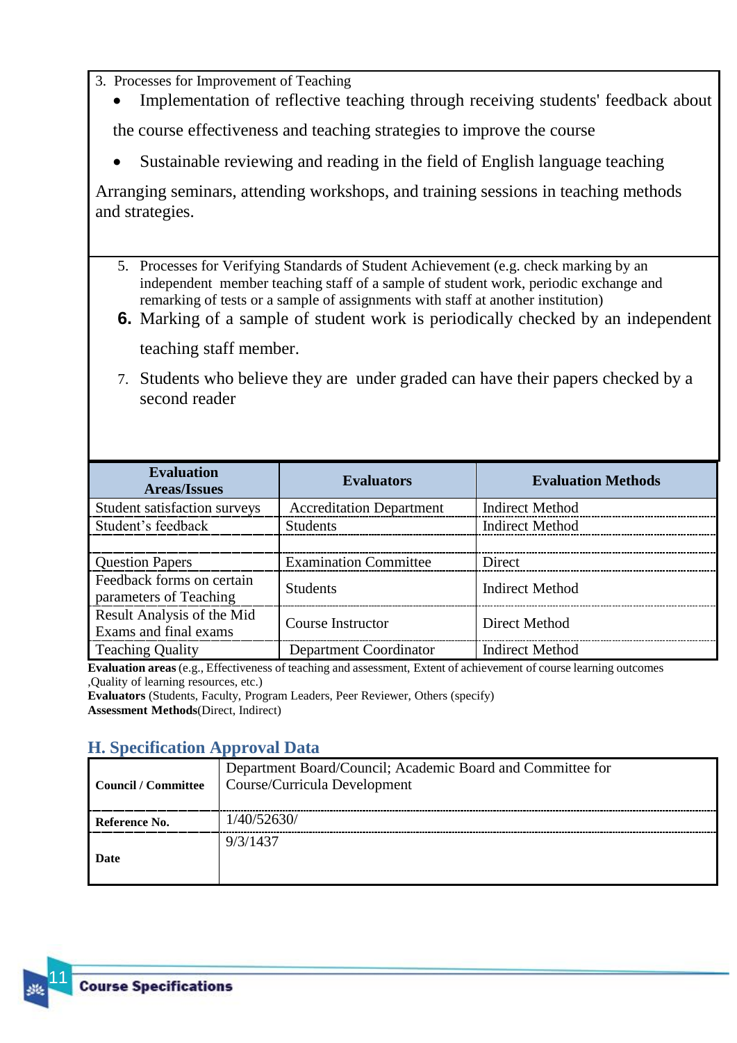3. Processes for Improvement of Teaching

- Implementation of reflective teaching through receiving students' feedback about the course effectiveness and teaching strategies to improve the course
- Sustainable reviewing and reading in the field of English language teaching

Arranging seminars, attending workshops, and training sessions in teaching methods and strategies.

5. Processes for Verifying Standards of Student Achievement (e.g. check marking by an independent member teaching staff of a sample of student work, periodic exchange and remarking of tests or a sample of assignments with staff at another institution)
6. Marking of a sample of student work is periodically checked by an independent teaching staff member.
7. Students who believe they are under graded can have their papers checked by a second reader

| Evaluation Areas/Issues | Evaluators | Evaluation Methods |
|---|---|---|
| Student satisfaction surveys | Accreditation Department | Indirect Method |
| Student's feedback | Students | Indirect Method |
| | | |
| Question Papers | Examination Committee | Direct |
| Feedback forms on certain parameters of Teaching | Students | Indirect Method |
| Result Analysis of the Mid Exams and final exams | Course Instructor | Direct Method |
| Teaching Quality | Department Coordinator | Indirect Method |

**Evaluation areas** (e.g., Effectiveness of teaching and assessment, Extent of achievement of course learning outcomes ,Quality of learning resources, etc.)
**Evaluators** (Students, Faculty, Program Leaders, Peer Reviewer, Others (specify)
**Assessment Methods**(Direct, Indirect)

## H. Specification Approval Data

| | |
|---|---|
| **Council / Committee** | Department Board/Council; Academic Board and Committee for Course/Curricula Development |
| **Reference No.** | 1/40/52630/ |
| **Date** | 9/3/1437 |